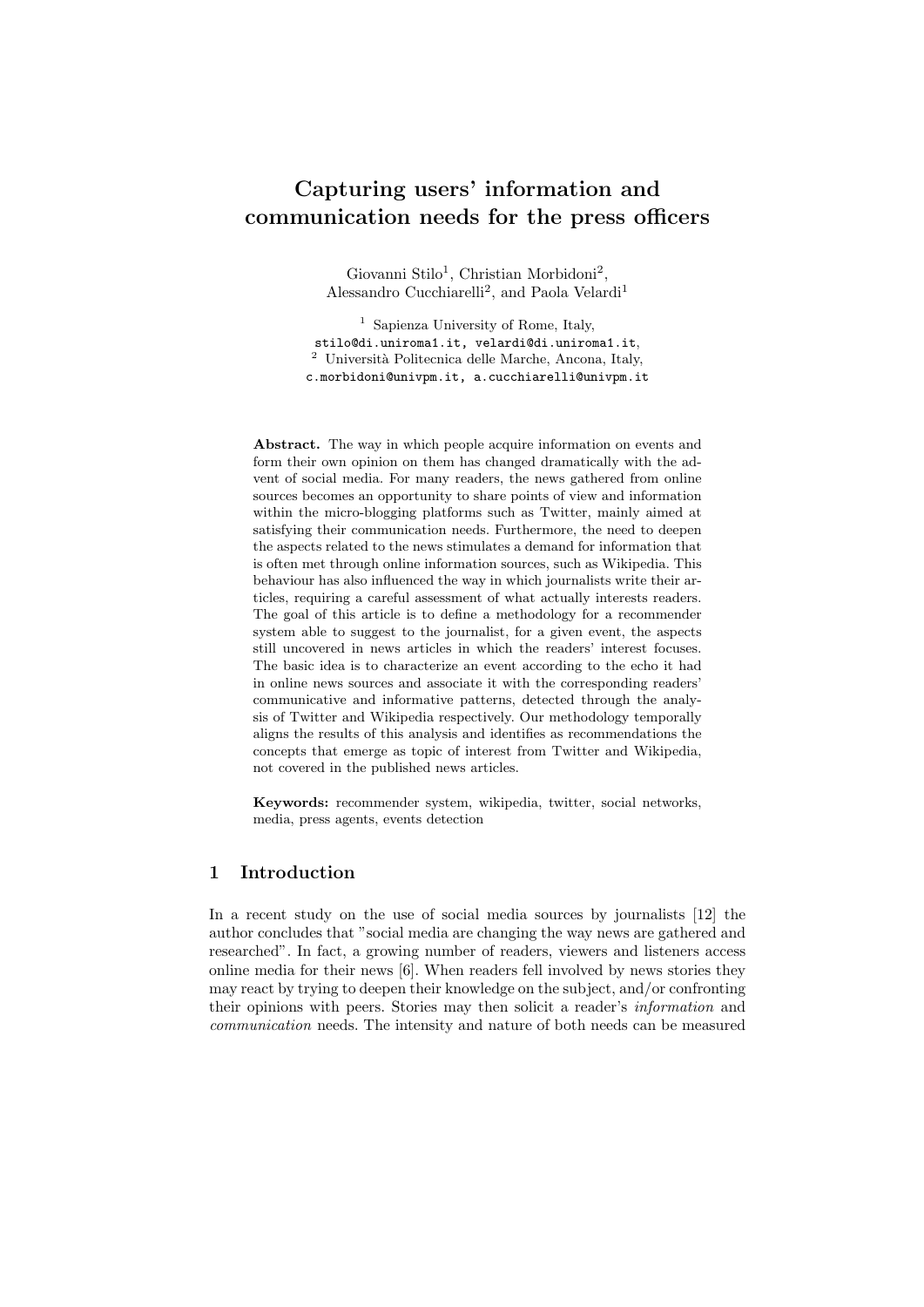# Capturing users' information and communication needs for the press officers

Giovanni Stilo[1], Christian Morbidoni[2], Alessandro Cucchiarelli[2], and Paola Velardi[1]

[1] Sapienza University of Rome, Italy, stilo@di.uniroma1.it, velardi@di.uniroma1.it,
[2] Università Politecnica delle Marche, Ancona, Italy, c.morbidoni@univpm.it, a.cucchiarelli@univpm.it

**Abstract.** The way in which people acquire information on events and form their own opinion on them has changed dramatically with the advent of social media. For many readers, the news gathered from online sources becomes an opportunity to share points of view and information within the micro-blogging platforms such as Twitter, mainly aimed at satisfying their communication needs. Furthermore, the need to deepen the aspects related to the news stimulates a demand for information that is often met through online information sources, such as Wikipedia. This behaviour has also influenced the way in which journalists write their articles, requiring a careful assessment of what actually interests readers. The goal of this article is to define a methodology for a recommender system able to suggest to the journalist, for a given event, the aspects still uncovered in news articles in which the readers' interest focuses. The basic idea is to characterize an event according to the echo it had in online news sources and associate it with the corresponding readers' communicative and informative patterns, detected through the analysis of Twitter and Wikipedia respectively. Our methodology temporally aligns the results of this analysis and identifies as recommendations the concepts that emerge as topic of interest from Twitter and Wikipedia, not covered in the published news articles.

**Keywords:** recommender system, wikipedia, twitter, social networks, media, press agents, events detection

## 1 Introduction

In a recent study on the use of social media sources by journalists [12] the author concludes that "social media are changing the way news are gathered and researched". In fact, a growing number of readers, viewers and listeners access online media for their news [6]. When readers fell involved by news stories they may react by trying to deepen their knowledge on the subject, and/or confronting their opinions with peers. Stories may then solicit a reader's *information* and *communication* needs. The intensity and nature of both needs can be measured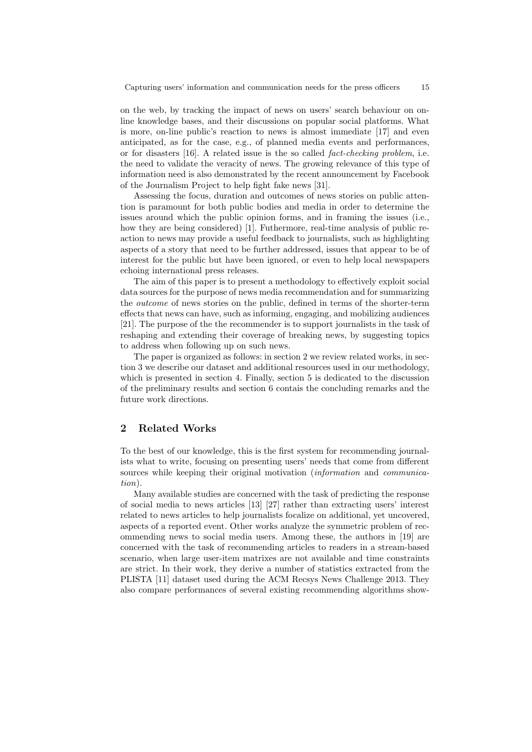on the web, by tracking the impact of news on users' search behaviour on on-line knowledge bases, and their discussions on popular social platforms. What is more, on-line public's reaction to news is almost immediate [17] and even anticipated, as for the case, e.g., of planned media events and performances, or for disasters [16]. A related issue is the so called *fact-checking problem*, i.e. the need to validate the veracity of news. The growing relevance of this type of information need is also demonstrated by the recent announcement by Facebook of the Journalism Project to help fight fake news [31].

Assessing the focus, duration and outcomes of news stories on public attention is paramount for both public bodies and media in order to determine the issues around which the public opinion forms, and in framing the issues (i.e., how they are being considered) [1]. Futhermore, real-time analysis of public reaction to news may provide a useful feedback to journalists, such as highlighting aspects of a story that need to be further addressed, issues that appear to be of interest for the public but have been ignored, or even to help local newspapers echoing international press releases.

The aim of this paper is to present a methodology to effectively exploit social data sources for the purpose of news media recommendation and for summarizing the *outcome* of news stories on the public, defined in terms of the shorter-term effects that news can have, such as informing, engaging, and mobilizing audiences [21]. The purpose of the the recommender is to support journalists in the task of reshaping and extending their coverage of breaking news, by suggesting topics to address when following up on such news.

The paper is organized as follows: in section 2 we review related works, in section 3 we describe our dataset and additional resources used in our methodology, which is presented in section 4. Finally, section 5 is dedicated to the discussion of the preliminary results and section 6 contais the concluding remarks and the future work directions.

## 2 Related Works

To the best of our knowledge, this is the first system for recommending journalists what to write, focusing on presenting users' needs that come from different sources while keeping their original motivation (*information* and *communication*).

Many available studies are concerned with the task of predicting the response of social media to news articles [13] [27] rather than extracting users' interest related to news articles to help journalists focalize on additional, yet uncovered, aspects of a reported event. Other works analyze the symmetric problem of recommending news to social media users. Among these, the authors in [19] are concerned with the task of recommending articles to readers in a stream-based scenario, when large user-item matrixes are not available and time constraints are strict. In their work, they derive a number of statistics extracted from the PLISTA [11] dataset used during the ACM Recsys News Challenge 2013. They also compare performances of several existing recommending algorithms show-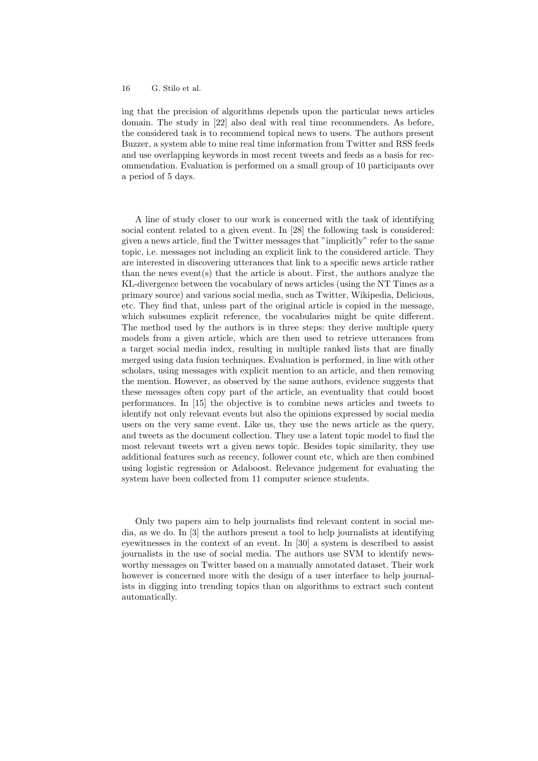ing that the precision of algorithms depends upon the particular news articles domain. The study in [22] also deal with real time recommenders. As before, the considered task is to recommend topical news to users. The authors present Buzzer, a system able to mine real time information from Twitter and RSS feeds and use overlapping keywords in most recent tweets and feeds as a basis for recommendation. Evaluation is performed on a small group of 10 participants over a period of 5 days.

A line of study closer to our work is concerned with the task of identifying social content related to a given event. In [28] the following task is considered: given a news article, find the Twitter messages that "implicitly" refer to the same topic, i.e. messages not including an explicit link to the considered article. They are interested in discovering utterances that link to a specific news article rather than the news event(s) that the article is about. First, the authors analyze the KL-divergence between the vocabulary of news articles (using the NT Times as a primary source) and various social media, such as Twitter, Wikipedia, Delicious, etc. They find that, unless part of the original article is copied in the message, which subsumes explicit reference, the vocabularies might be quite different. The method used by the authors is in three steps: they derive multiple query models from a given article, which are then used to retrieve utterances from a target social media index, resulting in multiple ranked lists that are finally merged using data fusion techniques. Evaluation is performed, in line with other scholars, using messages with explicit mention to an article, and then removing the mention. However, as observed by the same authors, evidence suggests that these messages often copy part of the article, an eventuality that could boost performances. In [15] the objective is to combine news articles and tweets to identify not only relevant events but also the opinions expressed by social media users on the very same event. Like us, they use the news article as the query, and tweets as the document collection. They use a latent topic model to find the most relevant tweets wrt a given news topic. Besides topic similarity, they use additional features such as recency, follower count etc, which are then combined using logistic regression or Adaboost. Relevance judgement for evaluating the system have been collected from 11 computer science students.

Only two papers aim to help journalists find relevant content in social media, as we do. In [3] the authors present a tool to help journalists at identifying eyewitnesses in the context of an event. In [30] a system is described to assist journalists in the use of social media. The authors use SVM to identify newsworthy messages on Twitter based on a manually annotated dataset. Their work however is concerned more with the design of a user interface to help journalists in digging into trending topics than on algorithms to extract such content automatically.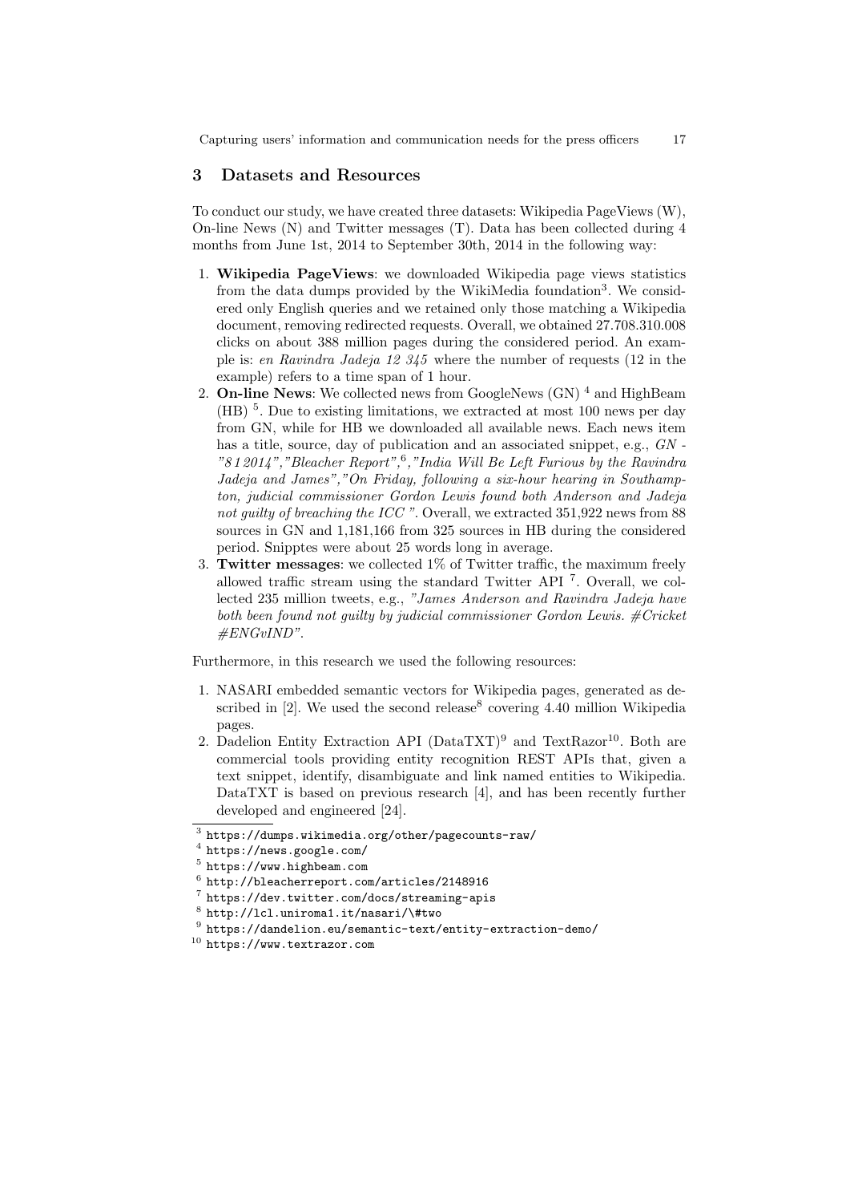## 3 Datasets and Resources

To conduct our study, we have created three datasets: Wikipedia PageViews (W), On-line News (N) and Twitter messages (T). Data has been collected during 4 months from June 1st, 2014 to September 30th, 2014 in the following way:

1. **Wikipedia PageViews**: we downloaded Wikipedia page views statistics from the data dumps provided by the WikiMedia foundation[3]. We considered only English queries and we retained only those matching a Wikipedia document, removing redirected requests. Overall, we obtained 27.708.310.008 clicks on about 388 million pages during the considered period. An example is: *en Ravindra Jadeja 12 345* where the number of requests (12 in the example) refers to a time span of 1 hour.
2. **On-line News**: We collected news from GoogleNews (GN) [4] and HighBeam (HB) [5]. Due to existing limitations, we extracted at most 100 news per day from GN, while for HB we downloaded all available news. Each news item has a title, source, day of publication and an associated snippet, e.g., *GN - "8 1 2014","Bleacher Report",*[6]*,"India Will Be Left Furious by the Ravindra Jadeja and James","On Friday, following a six-hour hearing in Southampton, judicial commissioner Gordon Lewis found both Anderson and Jadeja not guilty of breaching the ICC "*. Overall, we extracted 351,922 news from 88 sources in GN and 1,181,166 from 325 sources in HB during the considered period. Snipptes were about 25 words long in average.
3. **Twitter messages**: we collected 1% of Twitter traffic, the maximum freely allowed traffic stream using the standard Twitter API [7]. Overall, we collected 235 million tweets, e.g., *"James Anderson and Ravindra Jadeja have both been found not guilty by judicial commissioner Gordon Lewis. #Cricket #ENGvIND"*.

Furthermore, in this research we used the following resources:

1. NASARI embedded semantic vectors for Wikipedia pages, generated as described in [2]. We used the second release[8] covering 4.40 million Wikipedia pages.
2. Dadelion Entity Extraction API (DataTXT)[9] and TextRazor[10]. Both are commercial tools providing entity recognition REST APIs that, given a text snippet, identify, disambiguate and link named entities to Wikipedia. DataTXT is based on previous research [4], and has been recently further developed and engineered [24].

[3] https://dumps.wikimedia.org/other/pagecounts-raw/

[4] https://news.google.com/

[5] https://www.highbeam.com

[6] http://bleacherreport.com/articles/2148916

[7] https://dev.twitter.com/docs/streaming-apis

[8] http://lcl.uniroma1.it/nasari/\#two

[9] https://dandelion.eu/semantic-text/entity-extraction-demo/

[10] https://www.textrazor.com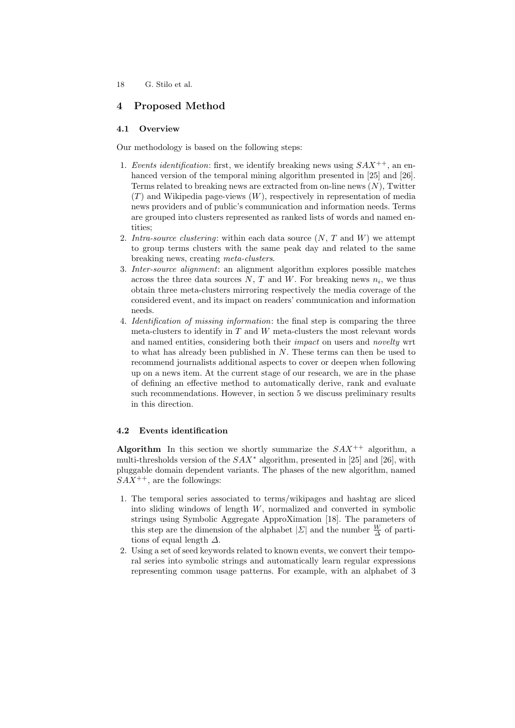## 4 Proposed Method

### 4.1 Overview

Our methodology is based on the following steps:

1. *Events identification*: first, we identify breaking news using $SAX^{++}$, an enhanced version of the temporal mining algorithm presented in [25] and [26]. Terms related to breaking news are extracted from on-line news ($N$), Twitter ($T$) and Wikipedia page-views ($W$), respectively in representation of media news providers and of public's communication and information needs. Terms are grouped into clusters represented as ranked lists of words and named entities;
2. *Intra-source clustering*: within each data source ($N$, $T$ and $W$) we attempt to group terms clusters with the same peak day and related to the same breaking news, creating *meta-clusters*.
3. *Inter-source alignment*: an alignment algorithm explores possible matches across the three data sources $N$, $T$ and $W$. For breaking news $n_i$, we thus obtain three meta-clusters mirroring respectively the media coverage of the considered event, and its impact on readers' communication and information needs.
4. *Identification of missing information*: the final step is comparing the three meta-clusters to identify in $T$ and $W$ meta-clusters the most relevant words and named entities, considering both their *impact* on users and *novelty* wrt to what has already been published in $N$. These terms can then be used to recommend journalists additional aspects to cover or deepen when following up on a news item. At the current stage of our research, we are in the phase of defining an effective method to automatically derive, rank and evaluate such recommendations. However, in section 5 we discuss preliminary results in this direction.

### 4.2 Events identification

**Algorithm** In this section we shortly summarize the $SAX^{++}$ algorithm, a multi-thresholds version of the $SAX^{*}$ algorithm, presented in [25] and [26], with pluggable domain dependent variants. The phases of the new algorithm, named $SAX^{++}$, are the followings:

1. The temporal series associated to terms/wikipages and hashtag are sliced into sliding windows of length $W$, normalized and converted in symbolic strings using Symbolic Aggregate ApproXimation [18]. The parameters of this step are the dimension of the alphabet $|\Sigma|$ and the number $\frac{W}{\Delta}$ of partitions of equal length $\Delta$.
2. Using a set of seed keywords related to known events, we convert their temporal series into symbolic strings and automatically learn regular expressions representing common usage patterns. For example, with an alphabet of 3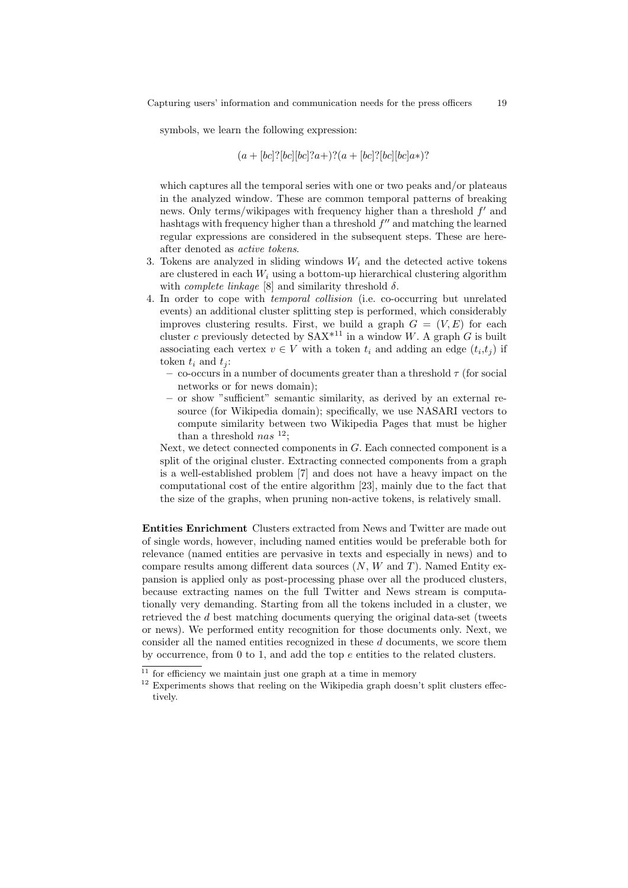symbols, we learn the following expression:

$$(a + [bc]?[bc][bc]?a+)?(a + [bc]?[bc][bc]a*)?$$

which captures all the temporal series with one or two peaks and/or plateaus in the analyzed window. These are common temporal patterns of breaking news. Only terms/wikipages with frequency higher than a threshold $f'$ and hashtags with frequency higher than a threshold $f''$ and matching the learned regular expressions are considered in the subsequent steps. These are hereafter denoted as *active tokens*.

3. Tokens are analyzed in sliding windows $W_i$ and the detected active tokens are clustered in each $W_i$ using a bottom-up hierarchical clustering algorithm with *complete linkage* [8] and similarity threshold $\delta$.
4. In order to cope with *temporal collision* (i.e. co-occurring but unrelated events) an additional cluster splitting step is performed, which considerably improves clustering results. First, we build a graph $G = (V, E)$ for each cluster $c$ previously detected by SAX*[11] in a window $W$. A graph $G$ is built associating each vertex $v \in V$ with a token $t_i$ and adding an edge $(t_i,t_j)$ if token $t_i$ and $t_j$:
   - co-occurs in a number of documents greater than a threshold $\tau$ (for social networks or for news domain);
   - or show "sufficient" semantic similarity, as derived by an external resource (for Wikipedia domain); specifically, we use NASARI vectors to compute similarity between two Wikipedia Pages that must be higher than a threshold $nas$ [12];

   Next, we detect connected components in $G$. Each connected component is a split of the original cluster. Extracting connected components from a graph is a well-established problem [7] and does not have a heavy impact on the computational cost of the entire algorithm [23], mainly due to the fact that the size of the graphs, when pruning non-active tokens, is relatively small.

**Entities Enrichment** Clusters extracted from News and Twitter are made out of single words, however, including named entities would be preferable both for relevance (named entities are pervasive in texts and especially in news) and to compare results among different data sources ($N$, $W$ and $T$). Named Entity expansion is applied only as post-processing phase over all the produced clusters, because extracting names on the full Twitter and News stream is computationally very demanding. Starting from all the tokens included in a cluster, we retrieved the $d$ best matching documents querying the original data-set (tweets or news). We performed entity recognition for those documents only. Next, we consider all the named entities recognized in these $d$ documents, we score them by occurrence, from 0 to 1, and add the top $e$ entities to the related clusters.

[11] for efficiency we maintain just one graph at a time in memory

[12] Experiments shows that reeling on the Wikipedia graph doesn't split clusters effectively.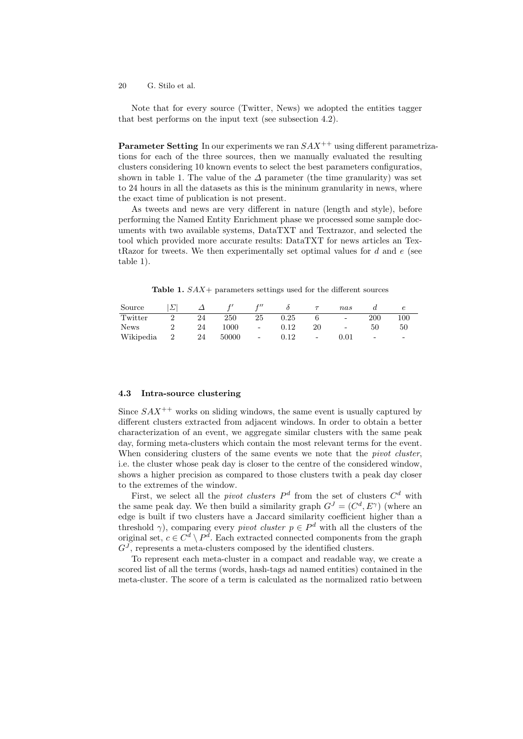Note that for every source (Twitter, News) we adopted the entities tagger that best performs on the input text (see subsection 4.2).

**Parameter Setting** In our experiments we ran $SAX^{++}$ using different parametrizations for each of the three sources, then we manually evaluated the resulting clusters considering 10 known events to select the best parameters configuratios, shown in table 1. The value of the $\Delta$ parameter (the time granularity) was set to 24 hours in all the datasets as this is the mininum granularity in news, where the exact time of publication is not present.

As tweets and news are very different in nature (length and style), before performing the Named Entity Enrichment phase we processed some sample documents with two available systems, DataTXT and Textrazor, and selected the tool which provided more accurate results: DataTXT for news articles an TextRazor for tweets. We then experimentally set optimal values for $d$ and $e$ (see table 1).

**Table 1.** $SAX+$ parameters settings used for the different sources

| Source | $\|\Sigma\|$ | $\Delta$ | $f'$ | $f''$ | $\delta$ | $\tau$ | $nas$ | $d$ | $e$ |
|---|---|---|---|---|---|---|---|---|---|
| Twitter | 2 | 24 | 250 | 25 | 0.25 | 6 | - | 200 | 100 |
| News | 2 | 24 | 1000 | - | 0.12 | 20 | - | 50 | 50 |
| Wikipedia | 2 | 24 | 50000 | - | 0.12 | - | 0.01 | - | - |

### 4.3 Intra-source clustering

Since $SAX^{++}$ works on sliding windows, the same event is usually captured by different clusters extracted from adjacent windows. In order to obtain a better characterization of an event, we aggregate similar clusters with the same peak day, forming meta-clusters which contain the most relevant terms for the event. When considering clusters of the same events we note that the *pivot cluster*, i.e. the cluster whose peak day is closer to the centre of the considered window, shows a higher precision as compared to those clusters twith a peak day closer to the extremes of the window.

First, we select all the *pivot clusters* $P^d$ from the set of clusters $C^d$ with the same peak day. We then build a similarity graph $G^J = (C^d, E^\gamma)$ (where an edge is built if two clusters have a Jaccard similarity coefficient higher than a threshold $\gamma$), comparing every *pivot cluster* $p \in P^d$ with all the clusters of the original set, $c \in C^d \setminus P^d$. Each extracted connected components from the graph $G^J$, represents a meta-clusters composed by the identified clusters.

To represent each meta-cluster in a compact and readable way, we create a scored list of all the terms (words, hash-tags ad named entities) contained in the meta-cluster. The score of a term is calculated as the normalized ratio between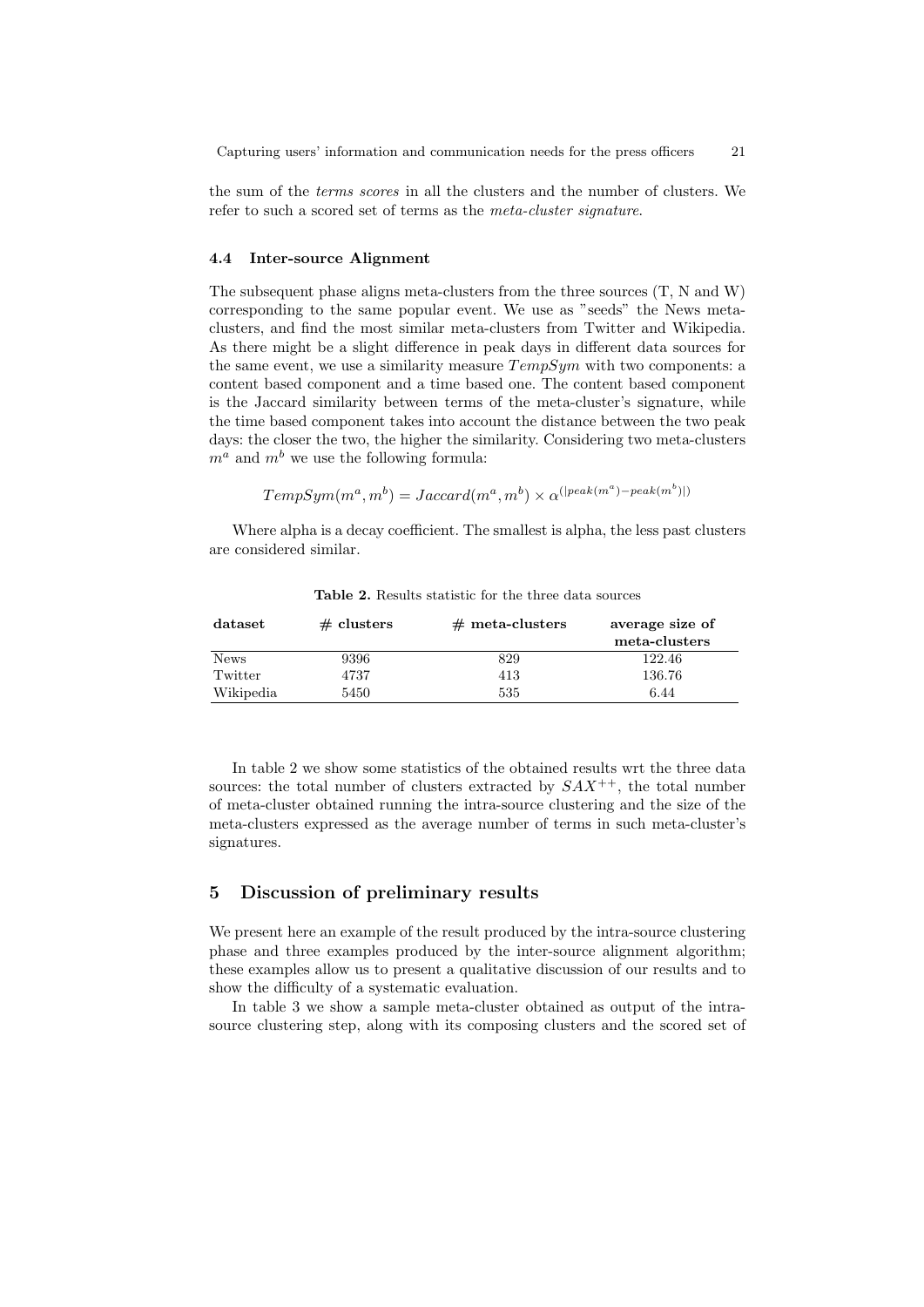the sum of the *terms scores* in all the clusters and the number of clusters. We refer to such a scored set of terms as the *meta-cluster signature*.

### 4.4 Inter-source Alignment

The subsequent phase aligns meta-clusters from the three sources (T, N and W) corresponding to the same popular event. We use as "seeds" the News meta-clusters, and find the most similar meta-clusters from Twitter and Wikipedia. As there might be a slight difference in peak days in different data sources for the same event, we use a similarity measure $TempSym$ with two components: a content based component and a time based one. The content based component is the Jaccard similarity between terms of the meta-cluster's signature, while the time based component takes into account the distance between the two peak days: the closer the two, the higher the similarity. Considering two meta-clusters $m^a$ and $m^b$ we use the following formula:

$$TempSym(m^a, m^b) = Jaccard(m^a, m^b) \times \alpha^{(|peak(m^a) - peak(m^b)|)}$$

Where alpha is a decay coefficient. The smallest is alpha, the less past clusters are considered similar.

**Table 2.** Results statistic for the three data sources

| dataset | # clusters | # meta-clusters | average size of meta-clusters |
|---|---|---|---|
| News | 9396 | 829 | 122.46 |
| Twitter | 4737 | 413 | 136.76 |
| Wikipedia | 5450 | 535 | 6.44 |

In table 2 we show some statistics of the obtained results wrt the three data sources: the total number of clusters extracted by $SAX^{++}$, the total number of meta-cluster obtained running the intra-source clustering and the size of the meta-clusters expressed as the average number of terms in such meta-cluster's signatures.

## 5 Discussion of preliminary results

We present here an example of the result produced by the intra-source clustering phase and three examples produced by the inter-source alignment algorithm; these examples allow us to present a qualitative discussion of our results and to show the difficulty of a systematic evaluation.

In table 3 we show a sample meta-cluster obtained as output of the intra-source clustering step, along with its composing clusters and the scored set of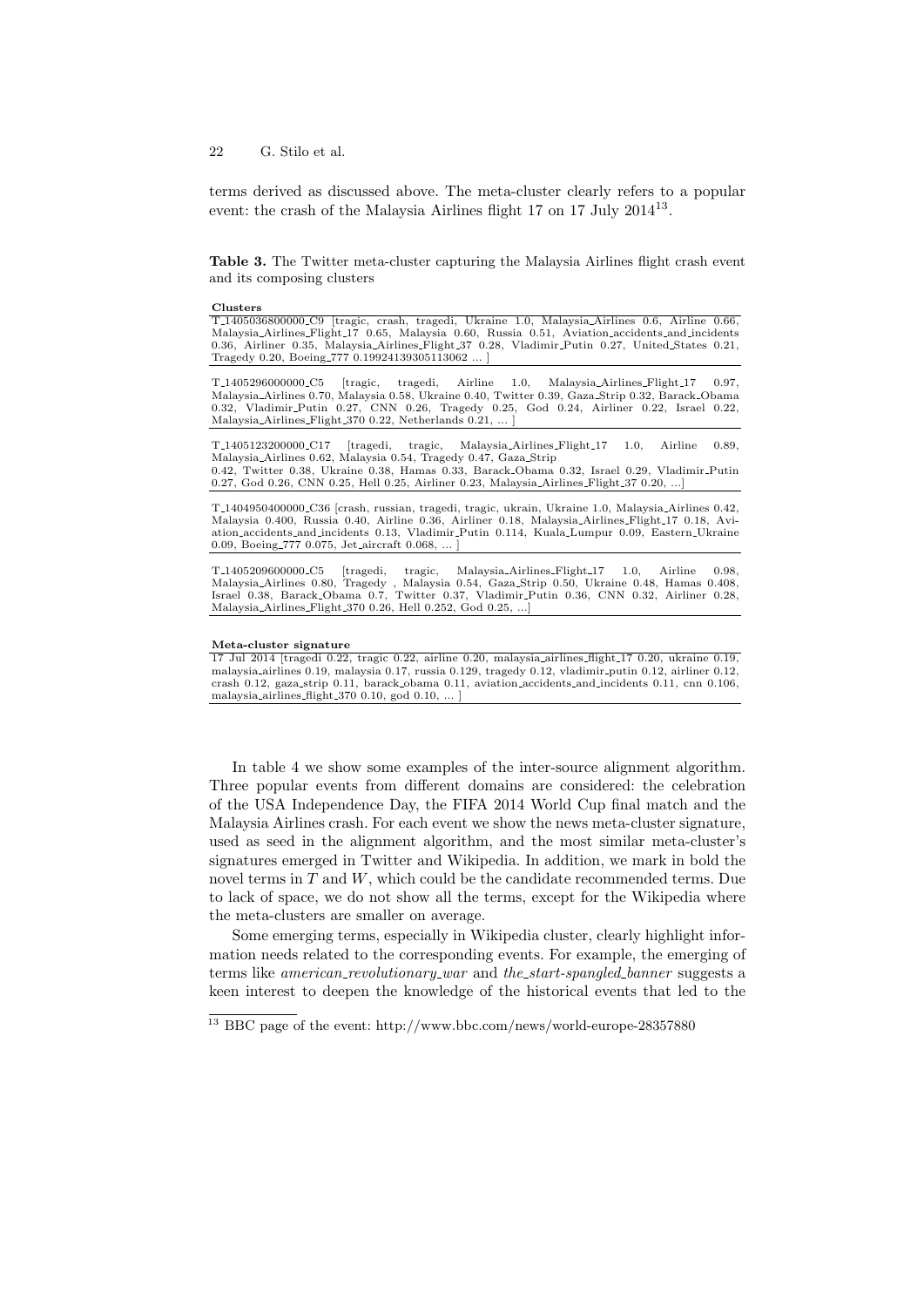terms derived as discussed above. The meta-cluster clearly refers to a popular event: the crash of the Malaysia Airlines flight 17 on 17 July 2014[13].

**Table 3.** The Twitter meta-cluster capturing the Malaysia Airlines flight crash event and its composing clusters

| **Clusters** |
| --- |
| T_1405036800000_C9 [tragic, crash, tragedi, Ukraine 1.0, Malaysia_Airlines 0.6, Airline 0.66, Malaysia_Airlines_Flight_17 0.65, Malaysia 0.60, Russia 0.51, Aviation_accidents_and_incidents 0.36, Airliner 0.35, Malaysia_Airlines_Flight_37 0.28, Vladimir_Putin 0.27, United_States 0.21, Tragedy 0.20, Boeing_777 0.19924139305113062 ... ] |
| T_1405296000000_C5 [tragic, tragedi, Airline 1.0, Malaysia_Airlines_Flight_17 0.97, Malaysia_Airlines 0.70, Malaysia 0.58, Ukraine 0.40, Twitter 0.39, Gaza_Strip 0.32, Barack_Obama 0.32, Vladimir_Putin 0.27, CNN 0.26, Tragedy 0.25, God 0.24, Airliner 0.22, Israel 0.22, Malaysia_Airlines_Flight_370 0.22, Netherlands 0.21, ... ] |
| T_1405123200000_C17 [tragedi, tragic, Malaysia_Airlines_Flight_17 1.0, Airline 0.89, Malaysia_Airlines 0.62, Malaysia 0.54, Tragedy 0.47, Gaza_Strip 0.42, Twitter 0.38, Ukraine 0.38, Hamas 0.33, Barack_Obama 0.32, Israel 0.29, Vladimir_Putin 0.27, God 0.26, CNN 0.25, Hell 0.25, Airliner 0.23, Malaysia_Airlines_Flight_37 0.20, ...] |
| T_1404950400000_C36 [crash, russian, tragedi, tragic, ukrain, Ukraine 1.0, Malaysia_Airlines 0.42, Malaysia 0.400, Russia 0.40, Airline 0.36, Airliner 0.18, Malaysia_Airlines_Flight_17 0.18, Aviation_accidents_and_incidents 0.13, Vladimir_Putin 0.114, Kuala_Lumpur 0.09, Eastern_Ukraine 0.09, Boeing_777 0.075, Jet_aircraft 0.068, ... ] |
| T_1405209600000_C5 [tragedi, tragic, Malaysia_Airlines_Flight_17 1.0, Airline 0.98, Malaysia_Airlines 0.80, Tragedy , Malaysia 0.54, Gaza_Strip 0.50, Ukraine 0.48, Hamas 0.408, Israel 0.38, Barack_Obama 0.7, Twitter 0.37, Vladimir_Putin 0.36, CNN 0.32, Airliner 0.28, Malaysia_Airlines_Flight_370 0.26, Hell 0.252, God 0.25, ...] |

| **Meta-cluster signature** |
| --- |
| 17 Jul 2014 [tragedi 0.22, tragic 0.22, airline 0.20, malaysia_airlines_flight_17 0.20, ukraine 0.19, malaysia_airlines 0.19, malaysia 0.17, russia 0.129, tragedy 0.12, vladimir_putin 0.12, airliner 0.12, crash 0.12, gaza_strip 0.11, barack_obama 0.11, aviation_accidents_and_incidents 0.11, cnn 0.106, malaysia_airlines_flight_370 0.10, god 0.10, ... ] |

In table 4 we show some examples of the inter-source alignment algorithm. Three popular events from different domains are considered: the celebration of the USA Independence Day, the FIFA 2014 World Cup final match and the Malaysia Airlines crash. For each event we show the news meta-cluster signature, used as seed in the alignment algorithm, and the most similar meta-cluster's signatures emerged in Twitter and Wikipedia. In addition, we mark in bold the novel terms in $T$ and $W$, which could be the candidate recommended terms. Due to lack of space, we do not show all the terms, except for the Wikipedia where the meta-clusters are smaller on average.

Some emerging terms, especially in Wikipedia cluster, clearly highlight information needs related to the corresponding events. For example, the emerging of terms like *american_revolutionary_war* and *the_start-spangled_banner* suggests a keen interest to deepen the knowledge of the historical events that led to the

[13] BBC page of the event: http://www.bbc.com/news/world-europe-28357880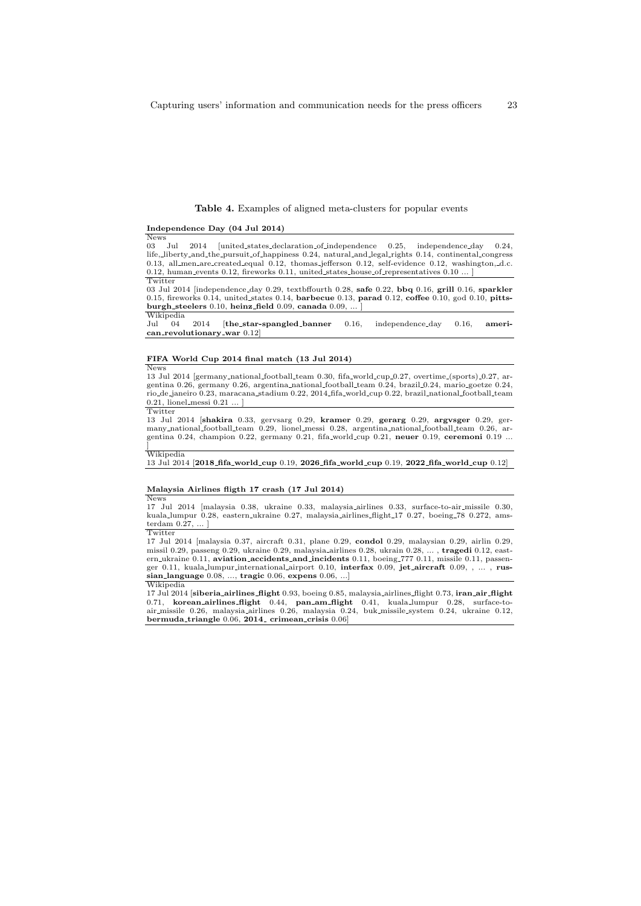**Table 4.** Examples of aligned meta-clusters for popular events

**Independence Day (04 Jul 2014)**

| |
|---|
| News |
| 03 Jul 2014 [united_states_declaration_of_independence 0.25, independence_day 0.24, life,_liberty_and_the_pursuit_of_happiness 0.24, natural_and_legal_rights 0.14, continental_congress 0.13, all_men_are_created_equal 0.12, thomas_jefferson 0.12, self-evidence 0.12, washington,_d.c. 0.12, human_events 0.12, fireworks 0.11, united_states_house_of_representatives 0.10 ... ] |
| Twitter |
| 03 Jul 2014 [independence_day 0.29, textbffourth 0.28, **safe** 0.22, **bbq** 0.16, **grill** 0.16, **sparkler** 0.15, fireworks 0.14, united_states 0.14, **barbecue** 0.13, **parad** 0.12, **coffee** 0.10, god 0.10, **pittsburgh_steelers** 0.10, **heinz_field** 0.09, **canada** 0.09, ... ] |
| Wikipedia |
| Jul 04 2014 [**the_star-spangled_banner** 0.16, independence_day 0.16, **american_revolutionary_war** 0.12] |

**FIFA World Cup 2014 final match (13 Jul 2014)**

| |
|---|
| News |
| 13 Jul 2014 [germany_national_football_team 0.30, fifa_world_cup 0.27, overtime_(sports) 0.27, argentina 0.26, germany 0.26, argentina_national_football_team 0.24, brazil 0.24, mario_goetze 0.24, rio_de_janeiro 0.23, maracana_stadium 0.22, 2014_fifa_world_cup 0.22, brazil_national_football_team 0.21, lionel_messi 0.21 ... ] |
| Twitter |
| 13 Jul 2014 [**shakira** 0.33, gervsarg 0.29, **kramer** 0.29, **gerarg** 0.29, **argvsger** 0.29, germany_national_football_team 0.29, lionel_messi 0.28, argentina_national_football_team 0.26, argentina 0.24, champion 0.22, germany 0.21, fifa_world_cup 0.21, **neuer** 0.19, **ceremoni** 0.19 ... ] |
| Wikipedia |
| 13 Jul 2014 [**2018_fifa_world_cup** 0.19, **2026_fifa_world_cup** 0.19, **2022_fifa_world_cup** 0.12] |

**Malaysia Airlines fligth 17 crash (17 Jul 2014)**

| |
|---|
| News |
| 17 Jul 2014 [malaysia 0.38, ukraine 0.33, malaysia_airlines 0.33, surface-to-air_missile 0.30, kuala_lumpur 0.28, eastern_ukraine 0.27, malaysia_airlines_flight_17 0.27, boeing_78 0.272, amsterdam 0.27, ... ] |
| Twitter |
| 17 Jul 2014 [malaysia 0.37, aircraft 0.31, plane 0.29, **condol** 0.29, malaysian 0.29, airlin 0.29, missil 0.29, passeng 0.29, ukraine 0.29, malaysia_airlines 0.28, ukrain 0.28, ... , **tragedi** 0.12, eastern_ukraine 0.11, **aviation_accidents_and_incidents** 0.11, boeing_777 0.11, missile 0.11, passenger 0.11, kuala_lumpur_international_airport 0.10, **interfax** 0.09, **jet_aircraft** 0.09, , ... , **russian_language** 0.08, ..., **tragic** 0.06, **expens** 0.06, ...] |
| Wikipedia |
| 17 Jul 2014 [**siberia_airlines_flight** 0.93, boeing 0.85, malaysia_airlines_flight 0.73, **iran_air_flight** 0.71, **korean_airlines_flight** 0.44, **pan_am_flight** 0.41, kuala_lumpur 0.28, surface-to-air_missile 0.26, malaysia_airlines 0.26, malaysia 0.24, buk_missile_system 0.24, ukraine 0.12, **bermuda_triangle** 0.06, **2014_ crimean_crisis** 0.06] |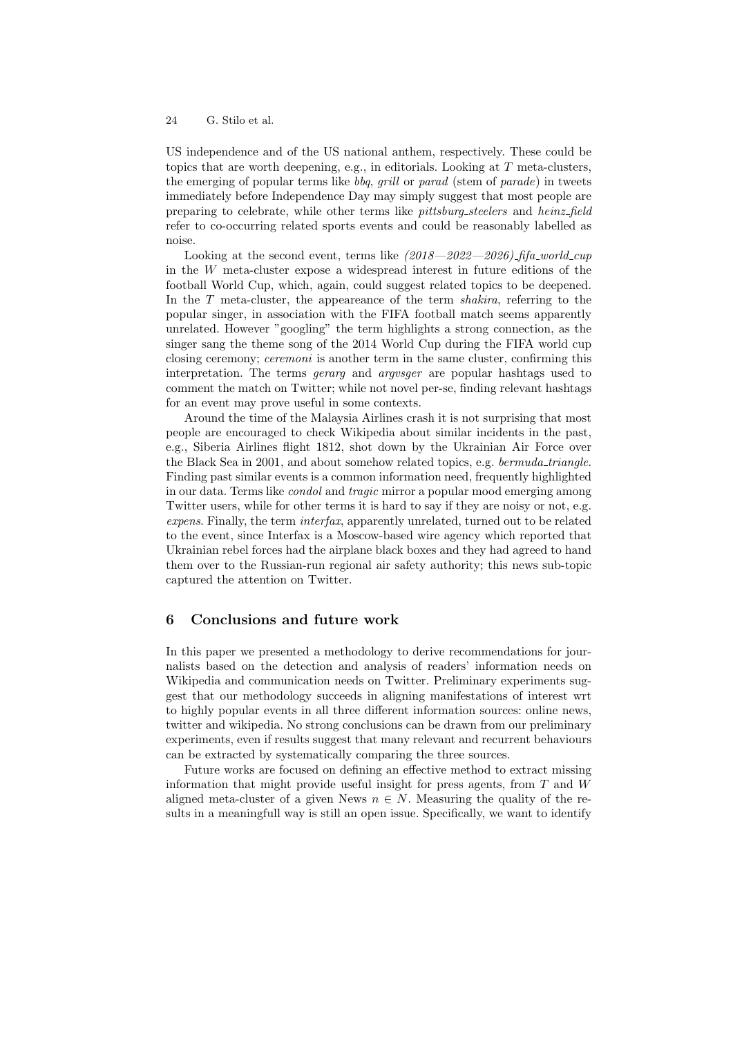US independence and of the US national anthem, respectively. These could be topics that are worth deepening, e.g., in editorials. Looking at $T$ meta-clusters, the emerging of popular terms like *bbq*, *grill* or *parad* (stem of *parade*) in tweets immediately before Independence Day may simply suggest that most people are preparing to celebrate, while other terms like *pittsburg_steelers* and *heinz_field* refer to co-occurring related sports events and could be reasonably labelled as noise.

Looking at the second event, terms like *(2018—2022—2026)_fifa_world_cup* in the $W$ meta-cluster expose a widespread interest in future editions of the football World Cup, which, again, could suggest related topics to be deepened. In the $T$ meta-cluster, the appeareance of the term *shakira*, referring to the popular singer, in association with the FIFA football match seems apparently unrelated. However "googling" the term highlights a strong connection, as the singer sang the theme song of the 2014 World Cup during the FIFA world cup closing ceremony; *ceremoni* is another term in the same cluster, confirming this interpretation. The terms *gerarg* and *argvsger* are popular hashtags used to comment the match on Twitter; while not novel per-se, finding relevant hashtags for an event may prove useful in some contexts.

Around the time of the Malaysia Airlines crash it is not surprising that most people are encouraged to check Wikipedia about similar incidents in the past, e.g., Siberia Airlines flight 1812, shot down by the Ukrainian Air Force over the Black Sea in 2001, and about somehow related topics, e.g. *bermuda_triangle*. Finding past similar events is a common information need, frequently highlighted in our data. Terms like *condol* and *tragic* mirror a popular mood emerging among Twitter users, while for other terms it is hard to say if they are noisy or not, e.g. *expens*. Finally, the term *interfax*, apparently unrelated, turned out to be related to the event, since Interfax is a Moscow-based wire agency which reported that Ukrainian rebel forces had the airplane black boxes and they had agreed to hand them over to the Russian-run regional air safety authority; this news sub-topic captured the attention on Twitter.

## 6 Conclusions and future work

In this paper we presented a methodology to derive recommendations for journalists based on the detection and analysis of readers' information needs on Wikipedia and communication needs on Twitter. Preliminary experiments suggest that our methodology succeeds in aligning manifestations of interest wrt to highly popular events in all three different information sources: online news, twitter and wikipedia. No strong conclusions can be drawn from our preliminary experiments, even if results suggest that many relevant and recurrent behaviours can be extracted by systematically comparing the three sources.

Future works are focused on defining an effective method to extract missing information that might provide useful insight for press agents, from $T$ and $W$ aligned meta-cluster of a given News $n \in N$. Measuring the quality of the results in a meaningfull way is still an open issue. Specifically, we want to identify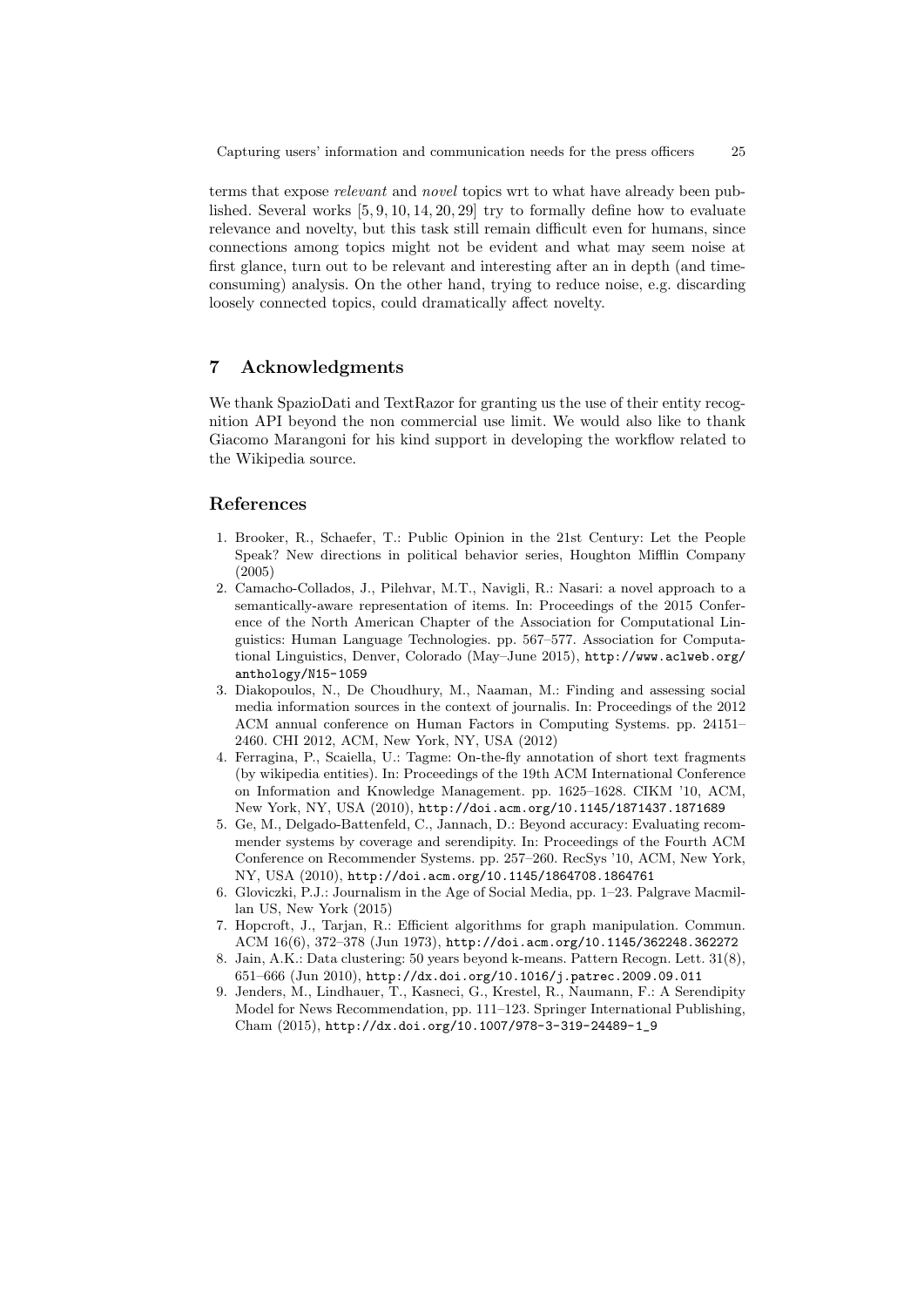terms that expose *relevant* and *novel* topics wrt to what have already been published. Several works [5, 9, 10, 14, 20, 29] try to formally define how to evaluate relevance and novelty, but this task still remain difficult even for humans, since connections among topics might not be evident and what may seem noise at first glance, turn out to be relevant and interesting after an in depth (and time-consuming) analysis. On the other hand, trying to reduce noise, e.g. discarding loosely connected topics, could dramatically affect novelty.

## 7 Acknowledgments

We thank SpazioDati and TextRazor for granting us the use of their entity recognition API beyond the non commercial use limit. We would also like to thank Giacomo Marangoni for his kind support in developing the workflow related to the Wikipedia source.

## References

1. Brooker, R., Schaefer, T.: Public Opinion in the 21st Century: Let the People Speak? New directions in political behavior series, Houghton Mifflin Company (2005)
2. Camacho-Collados, J., Pilehvar, M.T., Navigli, R.: Nasari: a novel approach to a semantically-aware representation of items. In: Proceedings of the 2015 Conference of the North American Chapter of the Association for Computational Linguistics: Human Language Technologies. pp. 567–577. Association for Computational Linguistics, Denver, Colorado (May–June 2015), http://www.aclweb.org/anthology/N15-1059
3. Diakopoulos, N., De Choudhury, M., Naaman, M.: Finding and assessing social media information sources in the context of journalis. In: Proceedings of the 2012 ACM annual conference on Human Factors in Computing Systems. pp. 24151–2460. CHI 2012, ACM, New York, NY, USA (2012)
4. Ferragina, P., Scaiella, U.: Tagme: On-the-fly annotation of short text fragments (by wikipedia entities). In: Proceedings of the 19th ACM International Conference on Information and Knowledge Management. pp. 1625–1628. CIKM '10, ACM, New York, NY, USA (2010), http://doi.acm.org/10.1145/1871437.1871689
5. Ge, M., Delgado-Battenfeld, C., Jannach, D.: Beyond accuracy: Evaluating recommender systems by coverage and serendipity. In: Proceedings of the Fourth ACM Conference on Recommender Systems. pp. 257–260. RecSys '10, ACM, New York, NY, USA (2010), http://doi.acm.org/10.1145/1864708.1864761
6. Gloviczki, P.J.: Journalism in the Age of Social Media, pp. 1–23. Palgrave Macmillan US, New York (2015)
7. Hopcroft, J., Tarjan, R.: Efficient algorithms for graph manipulation. Commun. ACM 16(6), 372–378 (Jun 1973), http://doi.acm.org/10.1145/362248.362272
8. Jain, A.K.: Data clustering: 50 years beyond k-means. Pattern Recogn. Lett. 31(8), 651–666 (Jun 2010), http://dx.doi.org/10.1016/j.patrec.2009.09.011
9. Jenders, M., Lindhauer, T., Kasneci, G., Krestel, R., Naumann, F.: A Serendipity Model for News Recommendation, pp. 111–123. Springer International Publishing, Cham (2015), http://dx.doi.org/10.1007/978-3-319-24489-1_9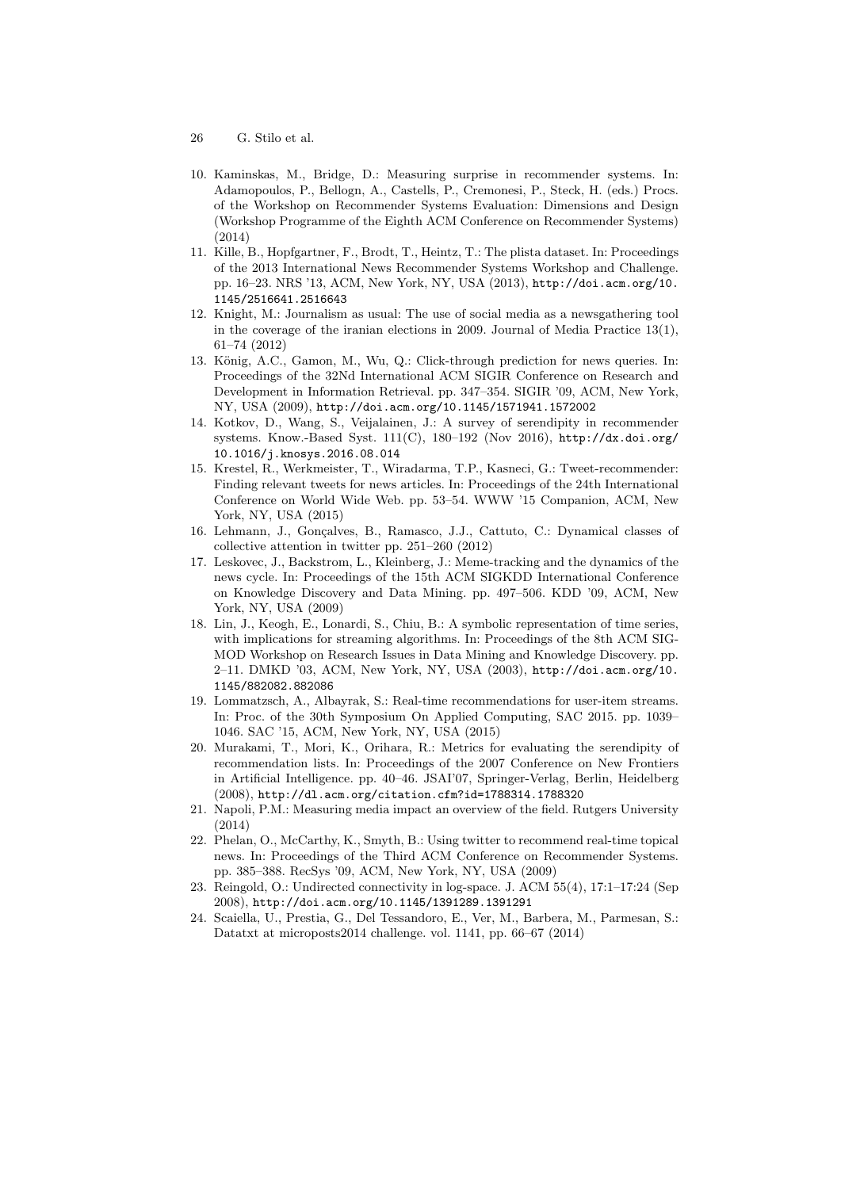10. Kaminskas, M., Bridge, D.: Measuring surprise in recommender systems. In: Adamopoulos, P., Bellogn, A., Castells, P., Cremonesi, P., Steck, H. (eds.) Procs. of the Workshop on Recommender Systems Evaluation: Dimensions and Design (Workshop Programme of the Eighth ACM Conference on Recommender Systems) (2014)
11. Kille, B., Hopfgartner, F., Brodt, T., Heintz, T.: The plista dataset. In: Proceedings of the 2013 International News Recommender Systems Workshop and Challenge. pp. 16–23. NRS '13, ACM, New York, NY, USA (2013), http://doi.acm.org/10.1145/2516641.2516643
12. Knight, M.: Journalism as usual: The use of social media as a newsgathering tool in the coverage of the iranian elections in 2009. Journal of Media Practice 13(1), 61–74 (2012)
13. König, A.C., Gamon, M., Wu, Q.: Click-through prediction for news queries. In: Proceedings of the 32Nd International ACM SIGIR Conference on Research and Development in Information Retrieval. pp. 347–354. SIGIR '09, ACM, New York, NY, USA (2009), http://doi.acm.org/10.1145/1571941.1572002
14. Kotkov, D., Wang, S., Veijalainen, J.: A survey of serendipity in recommender systems. Know.-Based Syst. 111(C), 180–192 (Nov 2016), http://dx.doi.org/10.1016/j.knosys.2016.08.014
15. Krestel, R., Werkmeister, T., Wiradarma, T.P., Kasneci, G.: Tweet-recommender: Finding relevant tweets for news articles. In: Proceedings of the 24th International Conference on World Wide Web. pp. 53–54. WWW '15 Companion, ACM, New York, NY, USA (2015)
16. Lehmann, J., Gonçalves, B., Ramasco, J.J., Cattuto, C.: Dynamical classes of collective attention in twitter pp. 251–260 (2012)
17. Leskovec, J., Backstrom, L., Kleinberg, J.: Meme-tracking and the dynamics of the news cycle. In: Proceedings of the 15th ACM SIGKDD International Conference on Knowledge Discovery and Data Mining. pp. 497–506. KDD '09, ACM, New York, NY, USA (2009)
18. Lin, J., Keogh, E., Lonardi, S., Chiu, B.: A symbolic representation of time series, with implications for streaming algorithms. In: Proceedings of the 8th ACM SIGMOD Workshop on Research Issues in Data Mining and Knowledge Discovery. pp. 2–11. DMKD '03, ACM, New York, NY, USA (2003), http://doi.acm.org/10.1145/882082.882086
19. Lommatzsch, A., Albayrak, S.: Real-time recommendations for user-item streams. In: Proc. of the 30th Symposium On Applied Computing, SAC 2015. pp. 1039–1046. SAC '15, ACM, New York, NY, USA (2015)
20. Murakami, T., Mori, K., Orihara, R.: Metrics for evaluating the serendipity of recommendation lists. In: Proceedings of the 2007 Conference on New Frontiers in Artificial Intelligence. pp. 40–46. JSAI'07, Springer-Verlag, Berlin, Heidelberg (2008), http://dl.acm.org/citation.cfm?id=1788314.1788320
21. Napoli, P.M.: Measuring media impact an overview of the field. Rutgers University (2014)
22. Phelan, O., McCarthy, K., Smyth, B.: Using twitter to recommend real-time topical news. In: Proceedings of the Third ACM Conference on Recommender Systems. pp. 385–388. RecSys '09, ACM, New York, NY, USA (2009)
23. Reingold, O.: Undirected connectivity in log-space. J. ACM 55(4), 17:1–17:24 (Sep 2008), http://doi.acm.org/10.1145/1391289.1391291
24. Scaiella, U., Prestia, G., Del Tessandoro, E., Ver, M., Barbera, M., Parmesan, S.: Datatxt at microposts2014 challenge. vol. 1141, pp. 66–67 (2014)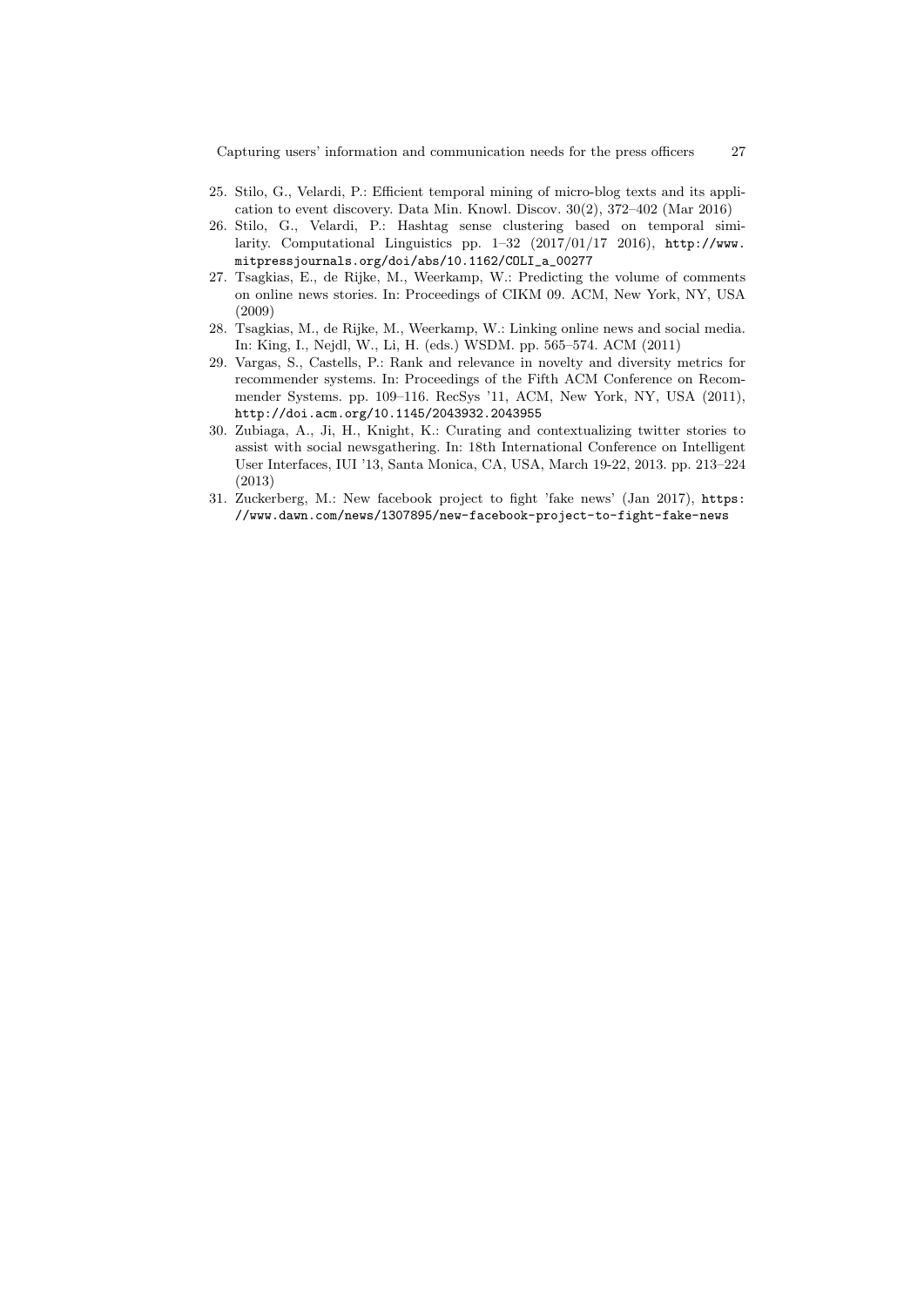25. Stilo, G., Velardi, P.: Efficient temporal mining of micro-blog texts and its application to event discovery. Data Min. Knowl. Discov. 30(2), 372–402 (Mar 2016)
26. Stilo, G., Velardi, P.: Hashtag sense clustering based on temporal similarity. Computational Linguistics pp. 1–32 (2017/01/17 2016), http://www.mitpressjournals.org/doi/abs/10.1162/COLI_a_00277
27. Tsagkias, E., de Rijke, M., Weerkamp, W.: Predicting the volume of comments on online news stories. In: Proceedings of CIKM 09. ACM, New York, NY, USA (2009)
28. Tsagkias, M., de Rijke, M., Weerkamp, W.: Linking online news and social media. In: King, I., Nejdl, W., Li, H. (eds.) WSDM. pp. 565–574. ACM (2011)
29. Vargas, S., Castells, P.: Rank and relevance in novelty and diversity metrics for recommender systems. In: Proceedings of the Fifth ACM Conference on Recommender Systems. pp. 109–116. RecSys '11, ACM, New York, NY, USA (2011), http://doi.acm.org/10.1145/2043932.2043955
30. Zubiaga, A., Ji, H., Knight, K.: Curating and contextualizing twitter stories to assist with social newsgathering. In: 18th International Conference on Intelligent User Interfaces, IUI '13, Santa Monica, CA, USA, March 19-22, 2013. pp. 213–224 (2013)
31. Zuckerberg, M.: New facebook project to fight 'fake news' (Jan 2017), https://www.dawn.com/news/1307895/new-facebook-project-to-fight-fake-news